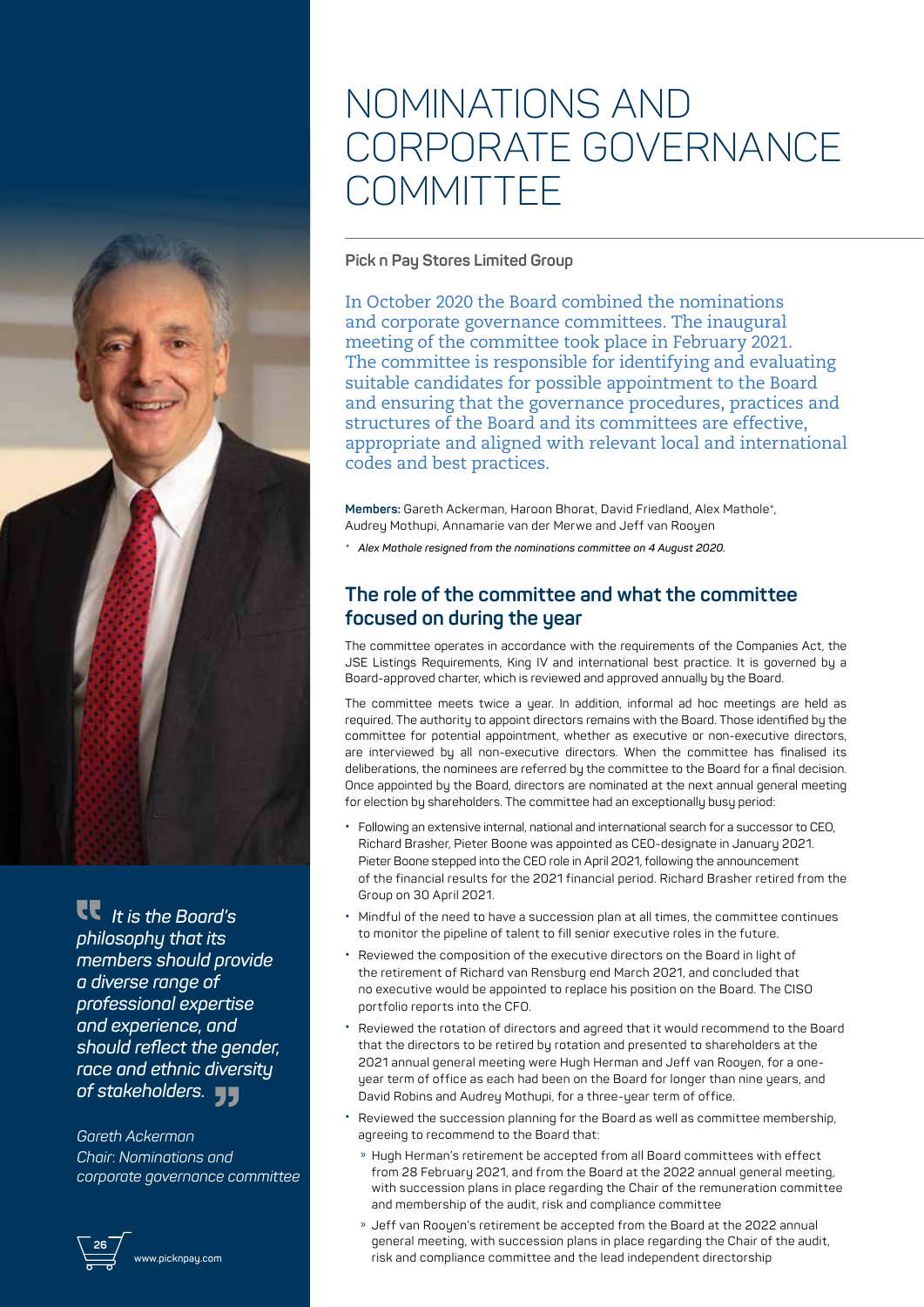# NOMINATIONS AND CORPORATE GOVERNANCE COMMITTEE

**Pick n Pay Stores Limited Group**

In October 2020 the Board combined the nominations and corporate governance committees. The inaugural meeting of the committee took place in February 2021. The committee is responsible for identifying and evaluating suitable candidates for possible appointment to the Board and ensuring that the governance procedures, practices and structures of the Board and its committees are effective, appropriate and aligned with relevant local and international codes and best practices.

**Members:** Gareth Ackerman, Haroon Bhorat, David Friedland, Alex Mathole*, Audrey Mothupi, Annamarie van der Merwe and Jeff van Rooyen

*\* Alex Mathole resigned from the nominations committee on 4 August 2020.*

> *It is the Board's philosophy that its members should provide a diverse range of professional expertise and experience, and should reflect the gender, race and ethnic diversity of stakeholders.*
>
> *Gareth Ackerman*
> *Chair: Nominations and corporate governance committee*

## The role of the committee and what the committee focused on during the year

The committee operates in accordance with the requirements of the Companies Act, the JSE Listings Requirements, King IV and international best practice. It is governed by a Board-approved charter, which is reviewed and approved annually by the Board.

The committee meets twice a year. In addition, informal ad hoc meetings are held as required. The authority to appoint directors remains with the Board. Those identified by the committee for potential appointment, whether as executive or non-executive directors, are interviewed by all non-executive directors. When the committee has finalised its deliberations, the nominees are referred by the committee to the Board for a final decision. Once appointed by the Board, directors are nominated at the next annual general meeting for election by shareholders. The committee had an exceptionally busy period:

- Following an extensive internal, national and international search for a successor to CEO, Richard Brasher, Pieter Boone was appointed as CEO-designate in January 2021. Pieter Boone stepped into the CEO role in April 2021, following the announcement of the financial results for the 2021 financial period. Richard Brasher retired from the Group on 30 April 2021.
- Mindful of the need to have a succession plan at all times, the committee continues to monitor the pipeline of talent to fill senior executive roles in the future.
- Reviewed the composition of the executive directors on the Board in light of the retirement of Richard van Rensburg end March 2021, and concluded that no executive would be appointed to replace his position on the Board. The CISO portfolio reports into the CFO.
- Reviewed the rotation of directors and agreed that it would recommend to the Board that the directors to be retired by rotation and presented to shareholders at the 2021 annual general meeting were Hugh Herman and Jeff van Rooyen, for a one-year term of office as each had been on the Board for longer than nine years, and David Robins and Audrey Mothupi, for a three-year term of office.
- Reviewed the succession planning for the Board as well as committee membership, agreeing to recommend to the Board that:
  - Hugh Herman's retirement be accepted from all Board committees with effect from 28 February 2021, and from the Board at the 2022 annual general meeting, with succession plans in place regarding the Chair of the remuneration committee and membership of the audit, risk and compliance committee
  - Jeff van Rooyen's retirement be accepted from the Board at the 2022 annual general meeting, with succession plans in place regarding the Chair of the audit, risk and compliance committee and the lead independent directorship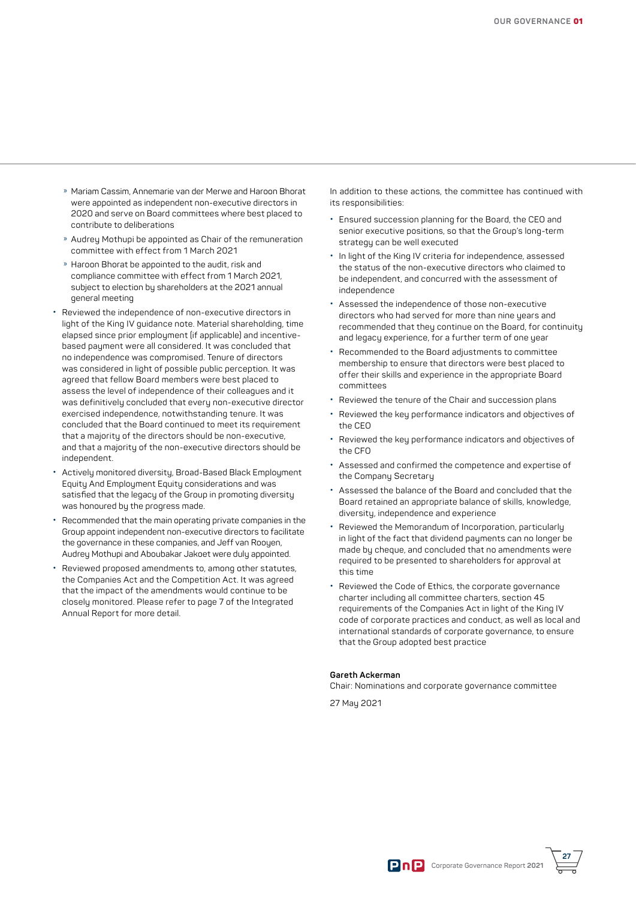- Mariam Cassim, Annemarie van der Merwe and Haroon Bhorat were appointed as independent non-executive directors in 2020 and serve on Board committees where best placed to contribute to deliberations
  - Audrey Mothupi be appointed as Chair of the remuneration committee with effect from 1 March 2021
  - Haroon Bhorat be appointed to the audit, risk and compliance committee with effect from 1 March 2021, subject to election by shareholders at the 2021 annual general meeting
- Reviewed the independence of non-executive directors in light of the King IV guidance note. Material shareholding, time elapsed since prior employment (if applicable) and incentive-based payment were all considered. It was concluded that no independence was compromised. Tenure of directors was considered in light of possible public perception. It was agreed that fellow Board members were best placed to assess the level of independence of their colleagues and it was definitively concluded that every non-executive director exercised independence, notwithstanding tenure. It was concluded that the Board continued to meet its requirement that a majority of the directors should be non-executive, and that a majority of the non-executive directors should be independent.
- Actively monitored diversity, Broad-Based Black Employment Equity And Employment Equity considerations and was satisfied that the legacy of the Group in promoting diversity was honoured by the progress made.
- Recommended that the main operating private companies in the Group appoint independent non-executive directors to facilitate the governance in these companies, and Jeff van Rooyen, Audrey Mothupi and Aboubakar Jakoet were duly appointed.
- Reviewed proposed amendments to, among other statutes, the Companies Act and the Competition Act. It was agreed that the impact of the amendments would continue to be closely monitored. Please refer to page 7 of the Integrated Annual Report for more detail.

In addition to these actions, the committee has continued with its responsibilities:

- Ensured succession planning for the Board, the CEO and senior executive positions, so that the Group's long-term strategy can be well executed
- In light of the King IV criteria for independence, assessed the status of the non-executive directors who claimed to be independent, and concurred with the assessment of independence
- Assessed the independence of those non-executive directors who had served for more than nine years and recommended that they continue on the Board, for continuity and legacy experience, for a further term of one year
- Recommended to the Board adjustments to committee membership to ensure that directors were best placed to offer their skills and experience in the appropriate Board committees
- Reviewed the tenure of the Chair and succession plans
- Reviewed the key performance indicators and objectives of the CEO
- Reviewed the key performance indicators and objectives of the CFO
- Assessed and confirmed the competence and expertise of the Company Secretary
- Assessed the balance of the Board and concluded that the Board retained an appropriate balance of skills, knowledge, diversity, independence and experience
- Reviewed the Memorandum of Incorporation, particularly in light of the fact that dividend payments can no longer be made by cheque, and concluded that no amendments were required to be presented to shareholders for approval at this time
- Reviewed the Code of Ethics, the corporate governance charter including all committee charters, section 45 requirements of the Companies Act in light of the King IV code of corporate practices and conduct, as well as local and international standards of corporate governance, to ensure that the Group adopted best practice

**Gareth Ackerman**
Chair: Nominations and corporate governance committee

27 May 2021